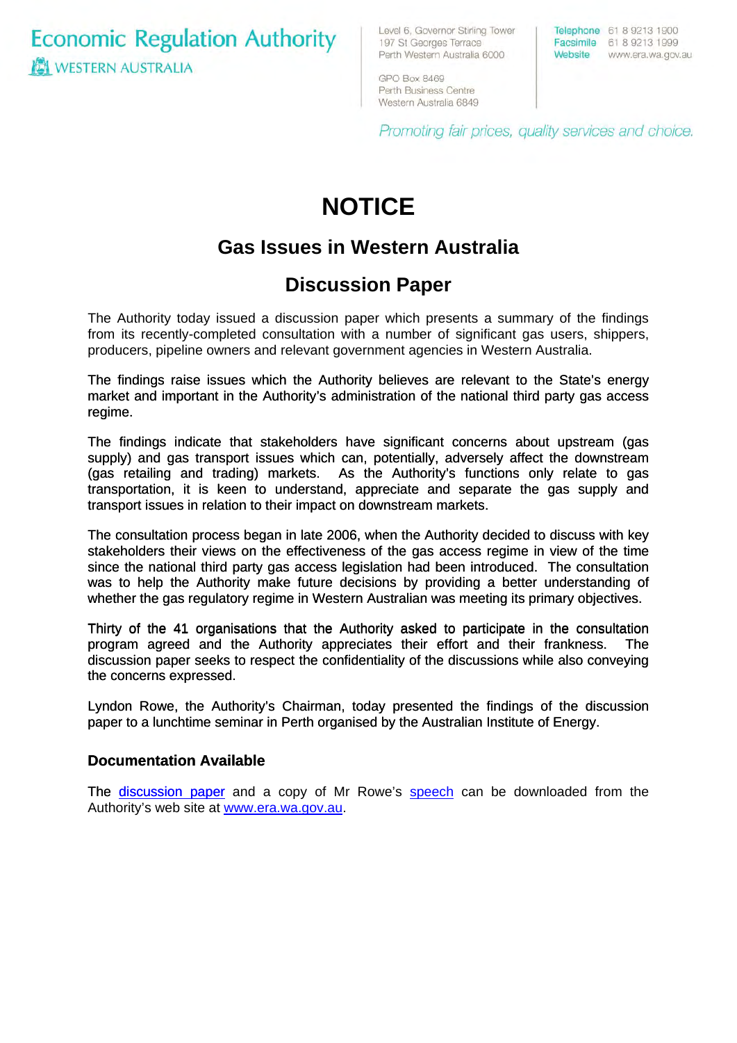Economic Regulation Authority
WESTERN AUSTRALIA

Level 6, Governor Stirling Tower
197 St Georges Terrace
Perth Western Australia 6000

GPO Box 8469
Perth Business Centre
Western Australia 6849

Telephone 61 8 9213 1900
Facsimile 61 8 9213 1999
Website www.era.wa.gov.au

*Promoting fair prices, quality services and choice.*

# NOTICE

## Gas Issues in Western Australia

## Discussion Paper

The Authority today issued a discussion paper which presents a summary of the findings from its recently-completed consultation with a number of significant gas users, shippers, producers, pipeline owners and relevant government agencies in Western Australia.

The findings raise issues which the Authority believes are relevant to the State's energy market and important in the Authority's administration of the national third party gas access regime.

The findings indicate that stakeholders have significant concerns about upstream (gas supply) and gas transport issues which can, potentially, adversely affect the downstream (gas retailing and trading) markets. As the Authority's functions only relate to gas transportation, it is keen to understand, appreciate and separate the gas supply and transport issues in relation to their impact on downstream markets.

The consultation process began in late 2006, when the Authority decided to discuss with key stakeholders their views on the effectiveness of the gas access regime in view of the time since the national third party gas access legislation had been introduced. The consultation was to help the Authority make future decisions by providing a better understanding of whether the gas regulatory regime in Western Australian was meeting its primary objectives.

Thirty of the 41 organisations that the Authority asked to participate in the consultation program agreed and the Authority appreciates their effort and their frankness. The discussion paper seeks to respect the confidentiality of the discussions while also conveying the concerns expressed.

Lyndon Rowe, the Authority's Chairman, today presented the findings of the discussion paper to a lunchtime seminar in Perth organised by the Australian Institute of Energy.

### Documentation Available

The [discussion paper] and a copy of Mr Rowe's [speech] can be downloaded from the Authority's web site at www.era.wa.gov.au.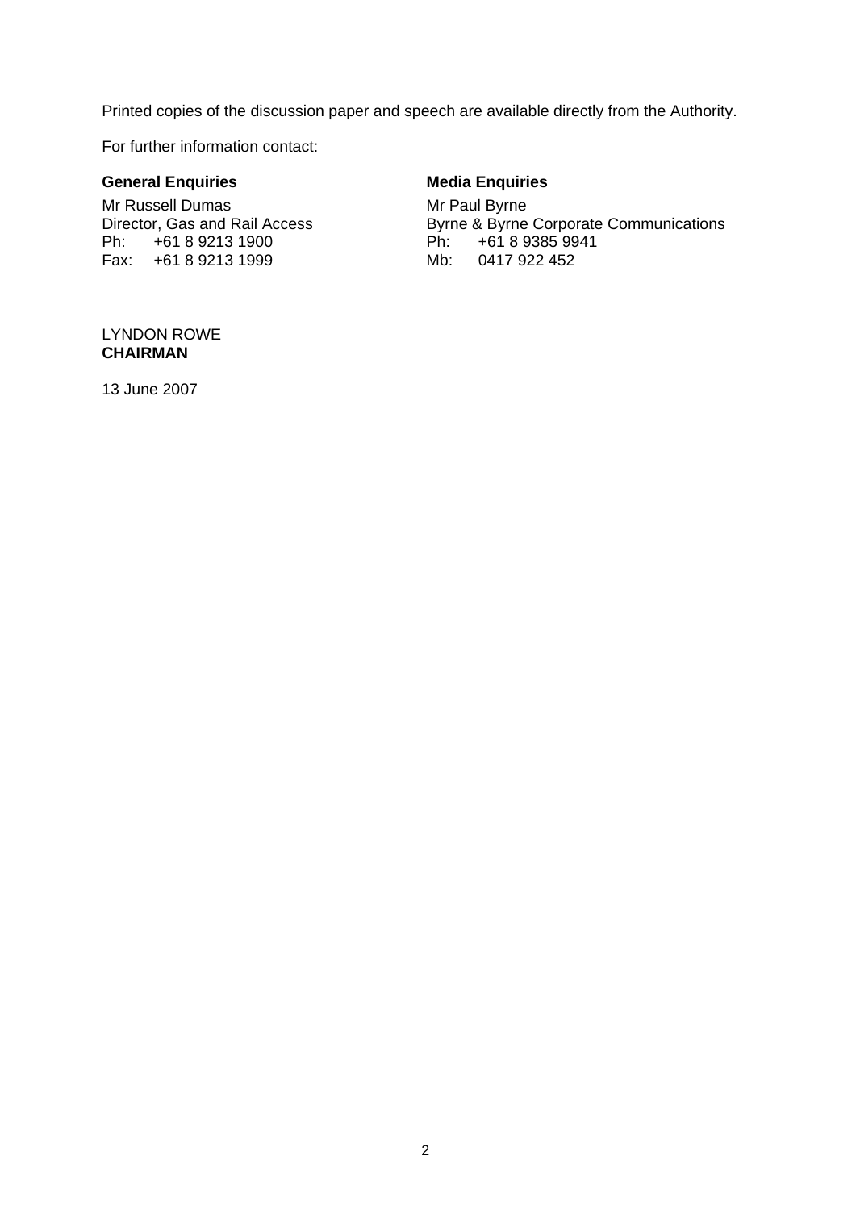Printed copies of the discussion paper and speech are available directly from the Authority.

For further information contact:

**General Enquiries**

Mr Russell Dumas
Director, Gas and Rail Access
Ph: +61 8 9213 1900
Fax: +61 8 9213 1999

**Media Enquiries**

Mr Paul Byrne
Byrne & Byrne Corporate Communications
Ph: +61 8 9385 9941
Mb: 0417 922 452

LYNDON ROWE
**CHAIRMAN**

13 June 2007